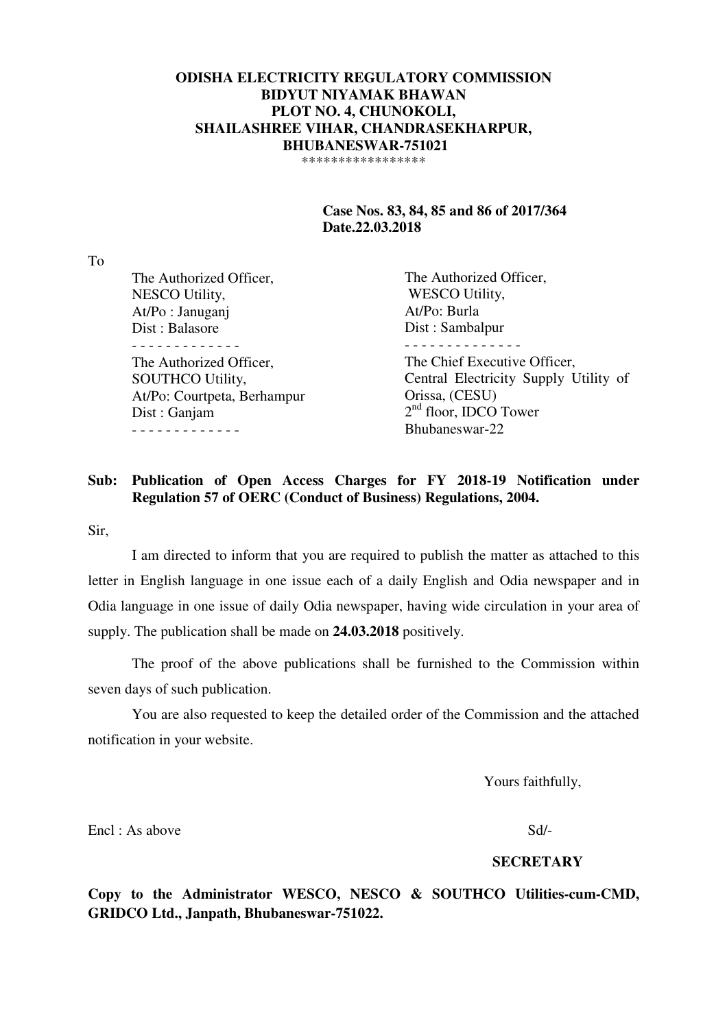**ODISHA ELECTRICITY REGULATORY COMMISSION**
**BIDYUT NIYAMAK BHAWAN**
**PLOT NO. 4, CHUNOKOLI,**
**SHAILASHREE VIHAR, CHANDRASEKHARPUR,**
**BHUBANESWAR-751021**
\*\*\*\*\*\*\*\*\*\*\*\*\*\*\*\*

**Case Nos. 83, 84, 85 and 86 of 2017/364**
**Date.22.03.2018**

To

The Authorized Officer,
NESCO Utility,
At/Po : Januganj
Dist : Balasore

\- - - - - - - - - - - - -

The Authorized Officer,
WESCO Utility,
At/Po: Burla
Dist : Sambalpur

\- - - - - - - - - - - - - -

The Authorized Officer,
SOUTHCO Utility,
At/Po: Courtpeta, Berhampur
Dist : Ganjam

\- - - - - - - - - - - - -

The Chief Executive Officer,
Central Electricity Supply Utility of Orissa, (CESU)
2nd floor, IDCO Tower
Bhubaneswar-22

**Sub: Publication of Open Access Charges for FY 2018-19 Notification under Regulation 57 of OERC (Conduct of Business) Regulations, 2004.**

Sir,

I am directed to inform that you are required to publish the matter as attached to this letter in English language in one issue each of a daily English and Odia newspaper and in Odia language in one issue of daily Odia newspaper, having wide circulation in your area of supply. The publication shall be made on **24.03.2018** positively.

The proof of the above publications shall be furnished to the Commission within seven days of such publication.

You are also requested to keep the detailed order of the Commission and the attached notification in your website.

Yours faithfully,

Encl : As above

Sd/-

**SECRETARY**

**Copy to the Administrator WESCO, NESCO & SOUTHCO Utilities-cum-CMD, GRIDCO Ltd., Janpath, Bhubaneswar-751022.**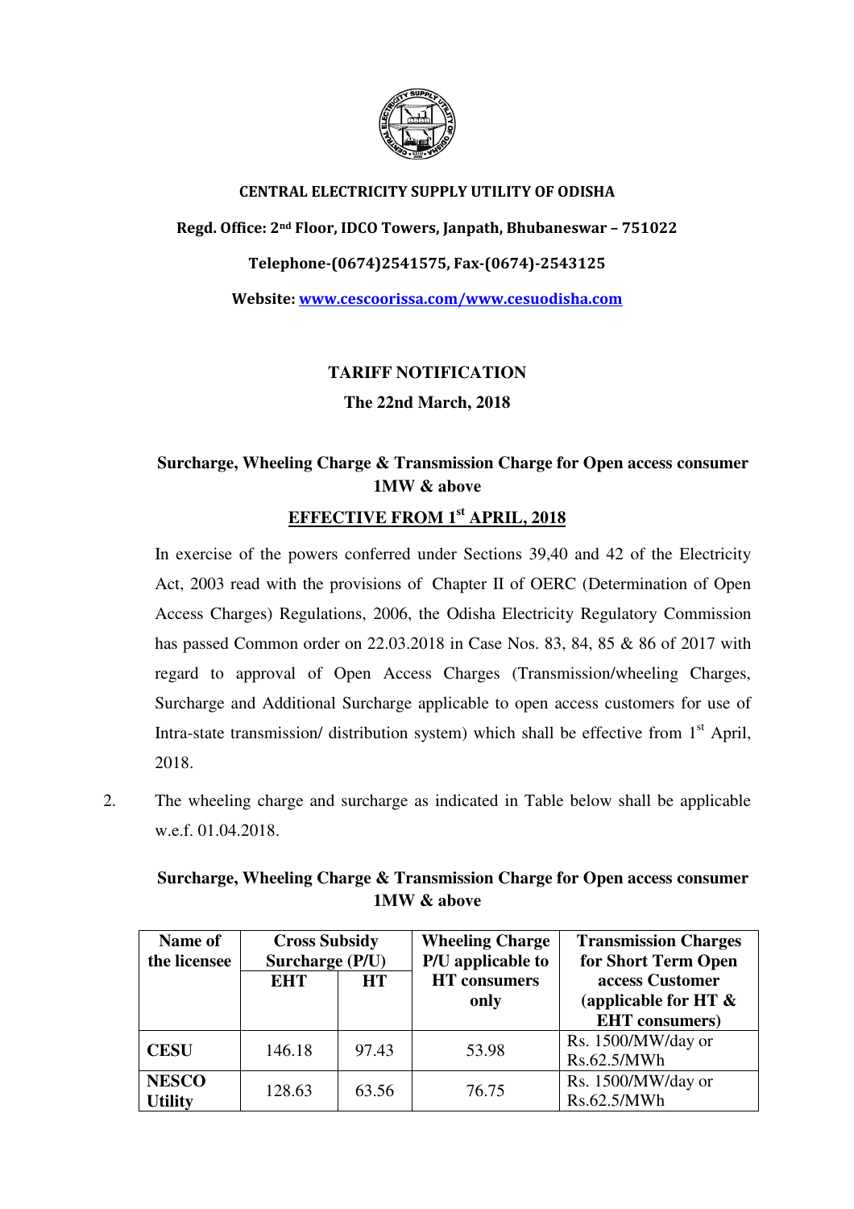**CENTRAL ELECTRICITY SUPPLY UTILITY OF ODISHA**

**Regd. Office: 2nd Floor, IDCO Towers, Janpath, Bhubaneswar – 751022**

**Telephone-(0674)2541575, Fax-(0674)-2543125**

**Website: www.cescoorissa.com/www.cesuodisha.com**

## TARIFF NOTIFICATION

**The 22nd March, 2018**

### Surcharge, Wheeling Charge & Transmission Charge for Open access consumer 1MW & above

### EFFECTIVE FROM 1st APRIL, 2018

In exercise of the powers conferred under Sections 39,40 and 42 of the Electricity Act, 2003 read with the provisions of Chapter II of OERC (Determination of Open Access Charges) Regulations, 2006, the Odisha Electricity Regulatory Commission has passed Common order on 22.03.2018 in Case Nos. 83, 84, 85 & 86 of 2017 with regard to approval of Open Access Charges (Transmission/wheeling Charges, Surcharge and Additional Surcharge applicable to open access customers for use of Intra-state transmission/ distribution system) which shall be effective from 1st April, 2018.

2. The wheeling charge and surcharge as indicated in Table below shall be applicable w.e.f. 01.04.2018.

**Surcharge, Wheeling Charge & Transmission Charge for Open access consumer 1MW & above**

| Name of the licensee | Cross Subsidy Surcharge (P/U) | | Wheeling Charge P/U applicable to HT consumers only | Transmission Charges for Short Term Open access Customer (applicable for HT & EHT consumers) |
|---|---|---|---|---|
| | EHT | HT | | |
| **CESU** | 146.18 | 97.43 | 53.98 | Rs. 1500/MW/day or Rs.62.5/MWh |
| **NESCO Utility** | 128.63 | 63.56 | 76.75 | Rs. 1500/MW/day or Rs.62.5/MWh |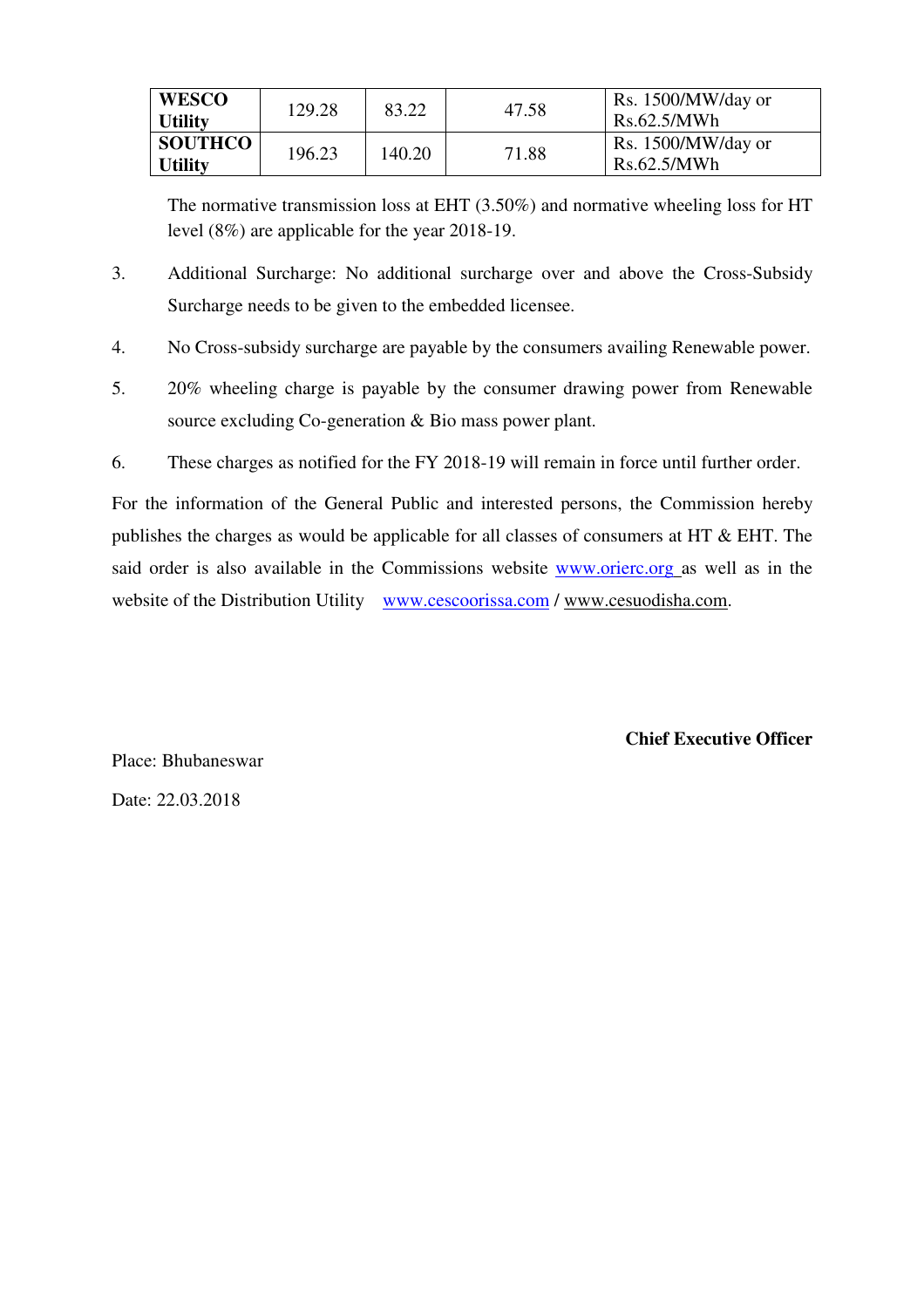| | | | | |
|---|---|---|---|---|
| **WESCO Utility** | 129.28 | 83.22 | 47.58 | Rs. 1500/MW/day or Rs.62.5/MWh |
| **SOUTHCO Utility** | 196.23 | 140.20 | 71.88 | Rs. 1500/MW/day or Rs.62.5/MWh |

The normative transmission loss at EHT (3.50%) and normative wheeling loss for HT level (8%) are applicable for the year 2018-19.

3. Additional Surcharge: No additional surcharge over and above the Cross-Subsidy Surcharge needs to be given to the embedded licensee.

4. No Cross-subsidy surcharge are payable by the consumers availing Renewable power.

5. 20% wheeling charge is payable by the consumer drawing power from Renewable source excluding Co-generation & Bio mass power plant.

6. These charges as notified for the FY 2018-19 will remain in force until further order.

For the information of the General Public and interested persons, the Commission hereby publishes the charges as would be applicable for all classes of consumers at HT & EHT. The said order is also available in the Commissions website www.orierc.org as well as in the website of the Distribution Utility www.cescoorissa.com / www.cesuodisha.com.

**Chief Executive Officer**

Place: Bhubaneswar

Date: 22.03.2018